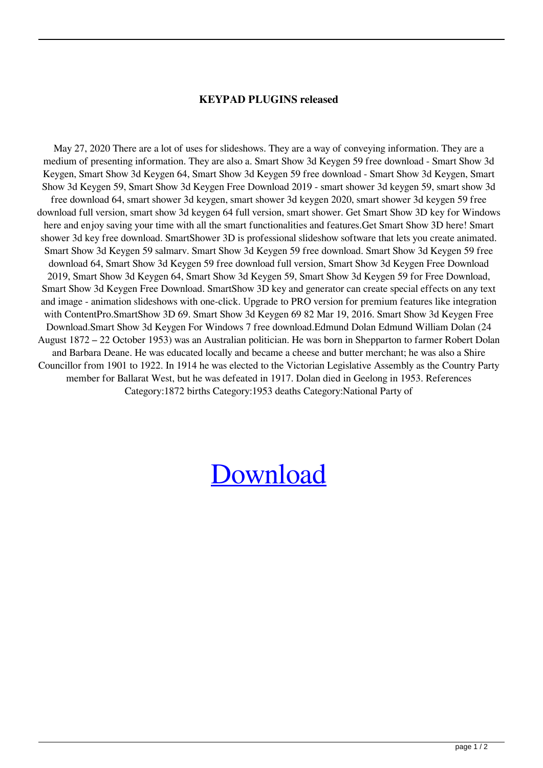**KEYPAD PLUGINS released**

May 27, 2020 There are a lot of uses for slideshows. They are a way of conveying information. They are a medium of presenting information. They are also a. Smart Show 3d Keygen 59 free download - Smart Show 3d Keygen, Smart Show 3d Keygen 64, Smart Show 3d Keygen 59 free download - Smart Show 3d Keygen, Smart Show 3d Keygen 59, Smart Show 3d Keygen Free Download 2019 - smart shower 3d keygen 59, smart show 3d free download 64, smart shower 3d keygen, smart shower 3d keygen 2020, smart shower 3d keygen 59 free download full version, smart show 3d keygen 64 full version, smart shower. Get Smart Show 3D key for Windows here and enjoy saving your time with all the smart functionalities and features.Get Smart Show 3D here! Smart shower 3d key free download. SmartShower 3D is professional slideshow software that lets you create animated. Smart Show 3d Keygen 59 salmarv. Smart Show 3d Keygen 59 free download. Smart Show 3d Keygen 59 free download 64, Smart Show 3d Keygen 59 free download full version, Smart Show 3d Keygen Free Download 2019, Smart Show 3d Keygen 64, Smart Show 3d Keygen 59, Smart Show 3d Keygen 59 for Free Download, Smart Show 3d Keygen Free Download. SmartShow 3D key and generator can create special effects on any text and image - animation slideshows with one-click. Upgrade to PRO version for premium features like integration with ContentPro.SmartShow 3D 69. Smart Show 3d Keygen 69 82 Mar 19, 2016. Smart Show 3d Keygen Free Download.Smart Show 3d Keygen For Windows 7 free download.Edmund Dolan Edmund William Dolan (24 August 1872 – 22 October 1953) was an Australian politician. He was born in Shepparton to farmer Robert Dolan and Barbara Deane. He was educated locally and became a cheese and butter merchant; he was also a Shire Councillor from 1901 to 1922. In 1914 he was elected to the Victorian Legislative Assembly as the Country Party member for Ballarat West, but he was defeated in 1917. Dolan died in Geelong in 1953. References Category:1872 births Category:1953 deaths Category:National Party of

# Download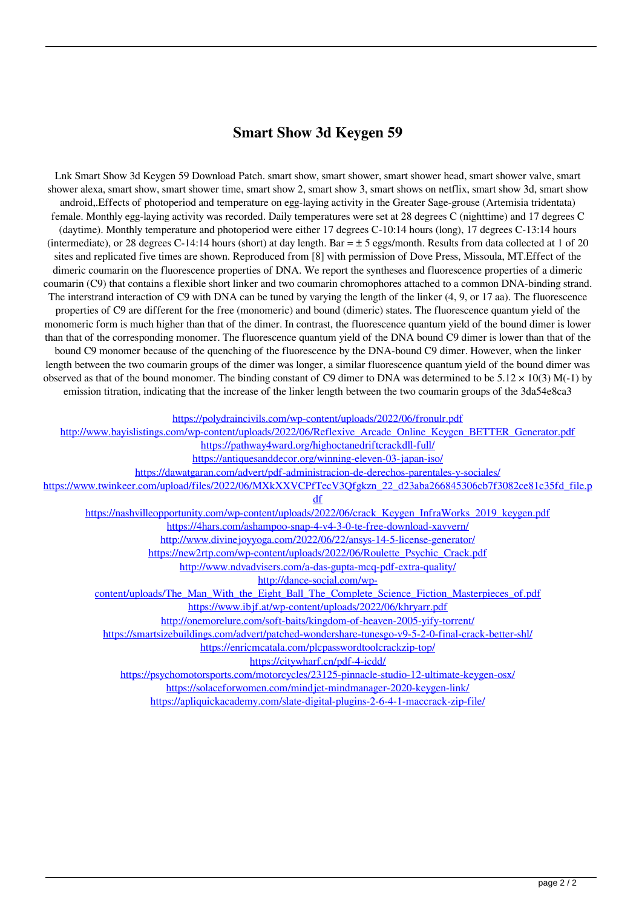# Smart Show 3d Keygen 59

Lnk Smart Show 3d Keygen 59 Download Patch. smart show, smart shower, smart shower head, smart shower valve, smart shower alexa, smart show, smart shower time, smart show 2, smart show 3, smart shows on netflix, smart show 3d, smart show android,.Effects of photoperiod and temperature on egg-laying activity in the Greater Sage-grouse (Artemisia tridentata) female. Monthly egg-laying activity was recorded. Daily temperatures were set at 28 degrees C (nighttime) and 17 degrees C (daytime). Monthly temperature and photoperiod were either 17 degrees C-10:14 hours (long), 17 degrees C-13:14 hours (intermediate), or 28 degrees C-14:14 hours (short) at day length. Bar = ± 5 eggs/month. Results from data collected at 1 of 20 sites and replicated five times are shown. Reproduced from [8] with permission of Dove Press, Missoula, MT.Effect of the dimeric coumarin on the fluorescence properties of DNA. We report the syntheses and fluorescence properties of a dimeric coumarin (C9) that contains a flexible short linker and two coumarin chromophores attached to a common DNA-binding strand. The interstrand interaction of C9 with DNA can be tuned by varying the length of the linker (4, 9, or 17 aa). The fluorescence properties of C9 are different for the free (monomeric) and bound (dimeric) states. The fluorescence quantum yield of the monomeric form is much higher than that of the dimer. In contrast, the fluorescence quantum yield of the bound dimer is lower than that of the corresponding monomer. The fluorescence quantum yield of the DNA bound C9 dimer is lower than that of the bound C9 monomer because of the quenching of the fluorescence by the DNA-bound C9 dimer. However, when the linker length between the two coumarin groups of the dimer was longer, a similar fluorescence quantum yield of the bound dimer was observed as that of the bound monomer. The binding constant of C9 dimer to DNA was determined to be $5.12 \times 10(3)$ M(-1) by emission titration, indicating that the increase of the linker length between the two coumarin groups of the 3da54e8ca3

https://polydraincivils.com/wp-content/uploads/2022/06/fronulr.pdf
http://www.bayislistings.com/wp-content/uploads/2022/06/Reflexive_Arcade_Online_Keygen_BETTER_Generator.pdf
https://pathway4ward.org/highoctanedriftcrackdll-full/
https://antiquesanddecor.org/winning-eleven-03-japan-iso/
https://dawatgaran.com/advert/pdf-administracion-de-derechos-parentales-y-sociales/
https://www.twinkeer.com/upload/files/2022/06/MXkXXVCPfTecV3Qfgkzn_22_d23aba266845306cb7f3082ce81c35fd_file.pdf
https://nashvilleopportunity.com/wp-content/uploads/2022/06/crack_Keygen_InfraWorks_2019_keygen.pdf
https://4hars.com/ashampoo-snap-4-v4-3-0-te-free-download-xavvern/
http://www.divinejoyyoga.com/2022/06/22/ansys-14-5-license-generator/
https://new2rtp.com/wp-content/uploads/2022/06/Roulette_Psychic_Crack.pdf
http://www.ndvadvisers.com/a-das-gupta-mcq-pdf-extra-quality/
http://dance-social.com/wp-content/uploads/The_Man_With_the_Eight_Ball_The_Complete_Science_Fiction_Masterpieces_of.pdf
https://www.ibjf.at/wp-content/uploads/2022/06/khryarr.pdf
http://onemorelure.com/soft-baits/kingdom-of-heaven-2005-yify-torrent/
https://smartsizebuildings.com/advert/patched-wondershare-tunesgo-v9-5-2-0-final-crack-better-shl/
https://enricmcatala.com/plcpasswordtoolcrackzip-top/
https://citywharf.cn/pdf-4-icdd/
https://psychomotorsports.com/motorcycles/23125-pinnacle-studio-12-ultimate-keygen-osx/
https://solaceforwomen.com/mindjet-mindmanager-2020-keygen-link/
https://apliquickacademy.com/slate-digital-plugins-2-6-4-1-maccrack-zip-file/